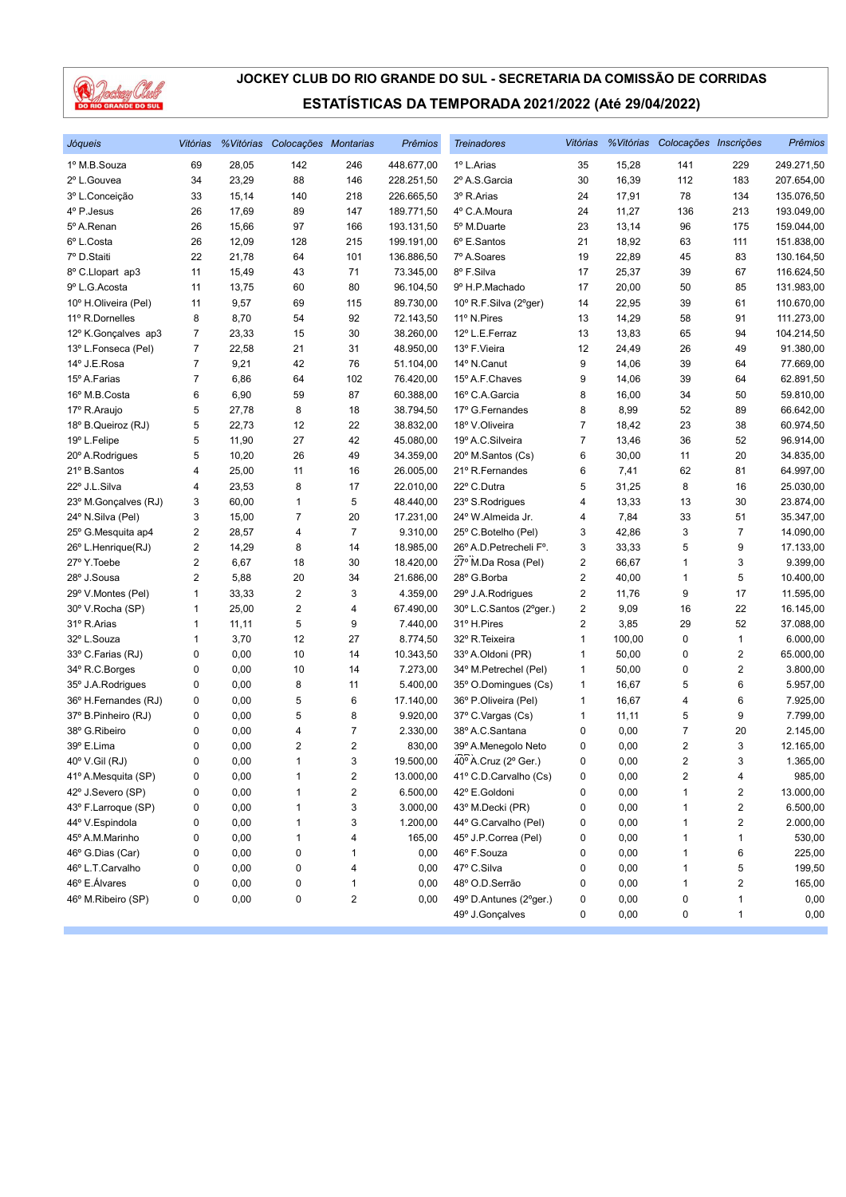# JOCKEY CLUB DO RIO GRANDE DO SUL - SECRETARIA DA COMISSÃO DE CORRIDAS

## ESTATÍSTICAS DA TEMPORADA 2021/2022 (Até 29/04/2022)

| *Jóqueis* | *Vitórias* | *%Vitórias* | *Colocações* | *Montarias* | *Prêmios* |
|---|---|---|---|---|---|
| 1º M.B.Souza | 69 | 28,05 | 142 | 246 | 448.677,00 |
| 2º L.Gouvea | 34 | 23,29 | 88 | 146 | 228.251,50 |
| 3º L.Conceição | 33 | 15,14 | 140 | 218 | 226.665,50 |
| 4º P.Jesus | 26 | 17,69 | 89 | 147 | 189.771,50 |
| 5º A.Renan | 26 | 15,66 | 97 | 166 | 193.131,50 |
| 6º L.Costa | 26 | 12,09 | 128 | 215 | 199.191,00 |
| 7º D.Staiti | 22 | 21,78 | 64 | 101 | 136.886,50 |
| 8º C.Llopart ap3 | 11 | 15,49 | 43 | 71 | 73.345,00 |
| 9º L.G.Acosta | 11 | 13,75 | 60 | 80 | 96.104,50 |
| 10º H.Oliveira (Pel) | 11 | 9,57 | 69 | 115 | 89.730,00 |
| 11º R.Dornelles | 8 | 8,70 | 54 | 92 | 72.143,50 |
| 12º K.Gonçalves ap3 | 7 | 23,33 | 15 | 30 | 38.260,00 |
| 13º L.Fonseca (Pel) | 7 | 22,58 | 21 | 31 | 48.950,00 |
| 14º J.E.Rosa | 7 | 9,21 | 42 | 76 | 51.104,00 |
| 15º A.Farias | 7 | 6,86 | 64 | 102 | 76.420,00 |
| 16º M.B.Costa | 6 | 6,90 | 59 | 87 | 60.388,00 |
| 17º R.Araujo | 5 | 27,78 | 8 | 18 | 38.794,50 |
| 18º B.Queiroz (RJ) | 5 | 22,73 | 12 | 22 | 38.832,00 |
| 19º L.Felipe | 5 | 11,90 | 27 | 42 | 45.080,00 |
| 20º A.Rodrigues | 5 | 10,20 | 26 | 49 | 34.359,00 |
| 21º B.Santos | 4 | 25,00 | 11 | 16 | 26.005,00 |
| 22º J.L.Silva | 4 | 23,53 | 8 | 17 | 22.010,00 |
| 23º M.Gonçalves (RJ) | 3 | 60,00 | 1 | 5 | 48.440,00 |
| 24º N.Silva (Pel) | 3 | 15,00 | 7 | 20 | 17.231,00 |
| 25º G.Mesquita ap4 | 2 | 28,57 | 4 | 7 | 9.310,00 |
| 26º L.Henrique(RJ) | 2 | 14,29 | 8 | 14 | 18.985,00 |
| 27º Y.Toebe | 2 | 6,67 | 18 | 30 | 18.420,00 |
| 28º J.Sousa | 2 | 5,88 | 20 | 34 | 21.686,00 |
| 29º V.Montes (Pel) | 1 | 33,33 | 2 | 3 | 4.359,00 |
| 30º V.Rocha (SP) | 1 | 25,00 | 2 | 4 | 67.490,00 |
| 31º R.Arias | 1 | 11,11 | 5 | 9 | 7.440,00 |
| 32º L.Souza | 1 | 3,70 | 12 | 27 | 8.774,50 |
| 33º C.Farias (RJ) | 0 | 0,00 | 10 | 14 | 10.343,50 |
| 34º R.C.Borges | 0 | 0,00 | 10 | 14 | 7.273,00 |
| 35º J.A.Rodrigues | 0 | 0,00 | 8 | 11 | 5.400,00 |
| 36º H.Fernandes (RJ) | 0 | 0,00 | 5 | 6 | 17.140,00 |
| 37º B.Pinheiro (RJ) | 0 | 0,00 | 5 | 8 | 9.920,00 |
| 38º G.Ribeiro | 0 | 0,00 | 4 | 7 | 2.330,00 |
| 39º E.Lima | 0 | 0,00 | 2 | 2 | 830,00 |
| 40º V.Gil (RJ) | 0 | 0,00 | 1 | 3 | 19.500,00 |
| 41º A.Mesquita (SP) | 0 | 0,00 | 1 | 2 | 13.000,00 |
| 42º J.Severo (SP) | 0 | 0,00 | 1 | 2 | 6.500,00 |
| 43º F.Larroque (SP) | 0 | 0,00 | 1 | 3 | 3.000,00 |
| 44º V.Espindola | 0 | 0,00 | 1 | 3 | 1.200,00 |
| 45º A.M.Marinho | 0 | 0,00 | 1 | 4 | 165,00 |
| 46º G.Dias (Car) | 0 | 0,00 | 0 | 1 | 0,00 |
| 46º L.T.Carvalho | 0 | 0,00 | 0 | 4 | 0,00 |
| 46º E.Álvares | 0 | 0,00 | 0 | 1 | 0,00 |
| 46º M.Ribeiro (SP) | 0 | 0,00 | 0 | 2 | 0,00 |

| *Treinadores* | *Vitórias* | *%Vitórias* | *Colocações* | *Inscrições* | *Prêmios* |
|---|---|---|---|---|---|
| 1º L.Arias | 35 | 15,28 | 141 | 229 | 249.271,50 |
| 2º A.S.Garcia | 30 | 16,39 | 112 | 183 | 207.654,00 |
| 3º R.Arias | 24 | 17,91 | 78 | 134 | 135.076,50 |
| 4º C.A.Moura | 24 | 11,27 | 136 | 213 | 193.049,00 |
| 5º M.Duarte | 23 | 13,14 | 96 | 175 | 159.044,00 |
| 6º E.Santos | 21 | 18,92 | 63 | 111 | 151.838,00 |
| 7º A.Soares | 19 | 22,89 | 45 | 83 | 130.164,50 |
| 8º F.Silva | 17 | 25,37 | 39 | 67 | 116.624,50 |
| 9º H.P.Machado | 17 | 20,00 | 50 | 85 | 131.983,00 |
| 10º R.F.Silva (2ºger) | 14 | 22,95 | 39 | 61 | 110.670,00 |
| 11º N.Pires | 13 | 14,29 | 58 | 91 | 111.273,00 |
| 12º L.E.Ferraz | 13 | 13,83 | 65 | 94 | 104.214,50 |
| 13º F.Vieira | 12 | 24,49 | 26 | 49 | 91.380,00 |
| 14º N.Canut | 9 | 14,06 | 39 | 64 | 77.669,00 |
| 15º A.F.Chaves | 9 | 14,06 | 39 | 64 | 62.891,50 |
| 16º C.A.Garcia | 8 | 16,00 | 34 | 50 | 59.810,00 |
| 17º G.Fernandes | 8 | 8,99 | 52 | 89 | 66.642,00 |
| 18º V.Oliveira | 7 | 18,42 | 23 | 38 | 60.974,50 |
| 19º A.C.Silveira | 7 | 13,46 | 36 | 52 | 96.914,00 |
| 20º M.Santos (Cs) | 6 | 30,00 | 11 | 20 | 34.835,00 |
| 21º R.Fernandes | 6 | 7,41 | 62 | 81 | 64.997,00 |
| 22º C.Dutra | 5 | 31,25 | 8 | 16 | 25.030,00 |
| 23º S.Rodrigues | 4 | 13,33 | 13 | 30 | 23.874,00 |
| 24º W.Almeida Jr. | 4 | 7,84 | 33 | 51 | 35.347,00 |
| 25º C.Botelho (Pel) | 3 | 42,86 | 3 | 7 | 14.090,00 |
| 26º A.D.Petrecheli Fº. | 3 | 33,33 | 5 | 9 | 17.133,00 |
| 27º M.Da Rosa (Pel) | 2 | 66,67 | 1 | 3 | 9.399,00 |
| 28º G.Borba | 2 | 40,00 | 1 | 5 | 10.400,00 |
| 29º J.A.Rodrigues | 2 | 11,76 | 9 | 17 | 11.595,00 |
| 30º L.C.Santos (2ºger.) | 2 | 9,09 | 16 | 22 | 16.145,00 |
| 31º H.Pires | 2 | 3,85 | 29 | 52 | 37.088,00 |
| 32º R.Teixeira | 1 | 100,00 | 0 | 1 | 6.000,00 |
| 33º A.Oldoni (PR) | 1 | 50,00 | 0 | 2 | 65.000,00 |
| 34º M.Petrechel (Pel) | 1 | 50,00 | 0 | 2 | 3.800,00 |
| 35º O.Domingues (Cs) | 1 | 16,67 | 5 | 6 | 5.957,00 |
| 36º P.Oliveira (Pel) | 1 | 16,67 | 4 | 6 | 7.925,00 |
| 37º C.Vargas (Cs) | 1 | 11,11 | 5 | 9 | 7.799,00 |
| 38º A.C.Santana | 0 | 0,00 | 7 | 20 | 2.145,00 |
| 39º A.Menegolo Neto | 0 | 0,00 | 2 | 3 | 12.165,00 |
| 40º A.Cruz (2º Ger.) | 0 | 0,00 | 2 | 3 | 1.365,00 |
| 41º C.D.Carvalho (Cs) | 0 | 0,00 | 2 | 4 | 985,00 |
| 42º E.Goldoni | 0 | 0,00 | 1 | 2 | 13.000,00 |
| 43º M.Decki (PR) | 0 | 0,00 | 1 | 2 | 6.500,00 |
| 44º G.Carvalho (Pel) | 0 | 0,00 | 1 | 2 | 2.000,00 |
| 45º J.P.Correa (Pel) | 0 | 0,00 | 1 | 1 | 530,00 |
| 46º F.Souza | 0 | 0,00 | 1 | 6 | 225,00 |
| 47º C.Silva | 0 | 0,00 | 1 | 5 | 199,50 |
| 48º O.D.Serrão | 0 | 0,00 | 1 | 2 | 165,00 |
| 49º D.Antunes (2ºger.) | 0 | 0,00 | 0 | 1 | 0,00 |
| 49º J.Gonçalves | 0 | 0,00 | 0 | 1 | 0,00 |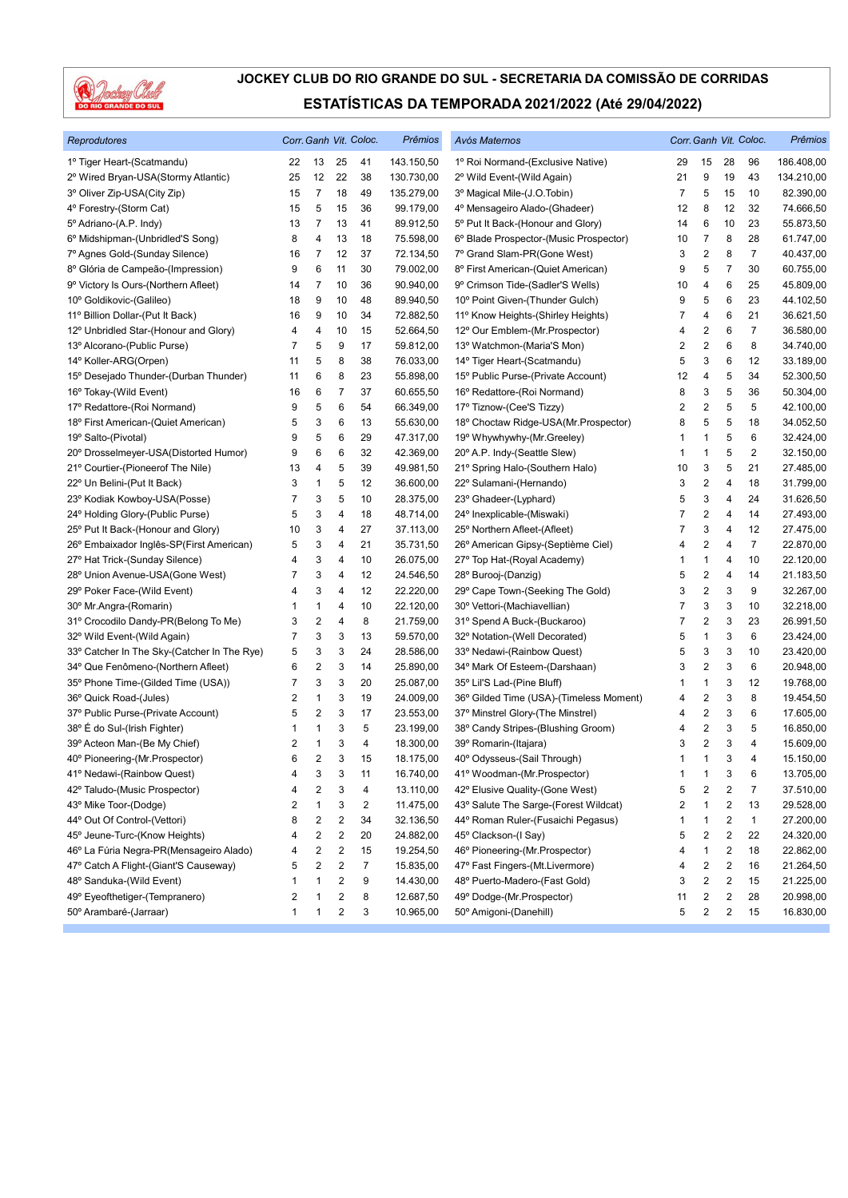# JOCKEY CLUB DO RIO GRANDE DO SUL - SECRETARIA DA COMISSÃO DE CORRIDAS

## ESTATÍSTICAS DA TEMPORADA 2021/2022 (Até 29/04/2022)

| *Reprodutores* | Corr. | Ganh | Vit. | Coloc. | Prêmios |
|---|---|---|---|---|---|
| 1º Tiger Heart-(Scatmandu) | 22 | 13 | 25 | 41 | 143.150,50 |
| 2º Wired Bryan-USA(Stormy Atlantic) | 25 | 12 | 22 | 38 | 130.730,00 |
| 3º Oliver Zip-USA(City Zip) | 15 | 7 | 18 | 49 | 135.279,00 |
| 4º Forestry-(Storm Cat) | 15 | 5 | 15 | 36 | 99.179,00 |
| 5º Adriano-(A.P. Indy) | 13 | 7 | 13 | 41 | 89.912,50 |
| 6º Midshipman-(Unbridled'S Song) | 8 | 4 | 13 | 18 | 75.598,00 |
| 7º Agnes Gold-(Sunday Silence) | 16 | 7 | 12 | 37 | 72.134,50 |
| 8º Glória de Campeão-(Impression) | 9 | 6 | 11 | 30 | 79.002,00 |
| 9º Victory Is Ours-(Northern Afleet) | 14 | 7 | 10 | 36 | 90.940,00 |
| 10º Goldikovic-(Galileo) | 18 | 9 | 10 | 48 | 89.940,50 |
| 11º Billion Dollar-(Put It Back) | 16 | 9 | 10 | 34 | 72.882,50 |
| 12º Unbridled Star-(Honour and Glory) | 4 | 4 | 10 | 15 | 52.664,50 |
| 13º Alcorano-(Public Purse) | 7 | 5 | 9 | 17 | 59.812,00 |
| 14º Koller-ARG(Orpen) | 11 | 5 | 8 | 38 | 76.033,00 |
| 15º Desejado Thunder-(Durban Thunder) | 11 | 6 | 8 | 23 | 55.898,00 |
| 16º Tokay-(Wild Event) | 16 | 6 | 7 | 37 | 60.655,50 |
| 17º Redattore-(Roi Normand) | 9 | 5 | 6 | 54 | 66.349,00 |
| 18º First American-(Quiet American) | 5 | 3 | 6 | 13 | 55.630,00 |
| 19º Salto-(Pivotal) | 9 | 5 | 6 | 29 | 47.317,00 |
| 20º Drosselmeyer-USA(Distorted Humor) | 9 | 6 | 6 | 32 | 42.369,00 |
| 21º Courtier-(Pioneerof The Nile) | 13 | 4 | 5 | 39 | 49.981,50 |
| 22º Un Belini-(Put It Back) | 3 | 1 | 5 | 12 | 36.600,00 |
| 23º Kodiak Kowboy-USA(Posse) | 7 | 3 | 5 | 10 | 28.375,00 |
| 24º Holding Glory-(Public Purse) | 5 | 3 | 4 | 18 | 48.714,00 |
| 25º Put It Back-(Honour and Glory) | 10 | 3 | 4 | 27 | 37.113,00 |
| 26º Embaixador Inglês-SP(First American) | 5 | 3 | 4 | 21 | 35.731,50 |
| 27º Hat Trick-(Sunday Silence) | 4 | 3 | 4 | 10 | 26.075,00 |
| 28º Union Avenue-USA(Gone West) | 7 | 3 | 4 | 12 | 24.546,50 |
| 29º Poker Face-(Wild Event) | 4 | 3 | 4 | 12 | 22.220,00 |
| 30º Mr.Angra-(Romarin) | 1 | 1 | 4 | 10 | 22.120,00 |
| 31º Crocodilo Dandy-PR(Belong To Me) | 3 | 2 | 4 | 8 | 21.759,00 |
| 32º Wild Event-(Wild Again) | 7 | 3 | 3 | 13 | 59.570,00 |
| 33º Catcher In The Sky-(Catcher In The Rye) | 5 | 3 | 3 | 24 | 28.586,00 |
| 34º Que Fenômeno-(Northern Afleet) | 6 | 2 | 3 | 14 | 25.890,00 |
| 35º Phone Time-(Gilded Time (USA)) | 7 | 3 | 3 | 20 | 25.087,00 |
| 36º Quick Road-(Jules) | 2 | 1 | 3 | 19 | 24.009,00 |
| 37º Public Purse-(Private Account) | 5 | 2 | 3 | 17 | 23.553,00 |
| 38º É do Sul-(Irish Fighter) | 1 | 1 | 3 | 5 | 23.199,00 |
| 39º Acteon Man-(Be My Chief) | 2 | 1 | 3 | 4 | 18.300,00 |
| 40º Pioneering-(Mr.Prospector) | 6 | 2 | 3 | 15 | 18.175,00 |
| 41º Nedawi-(Rainbow Quest) | 4 | 3 | 3 | 11 | 16.740,00 |
| 42º Taludo-(Music Prospector) | 4 | 2 | 3 | 4 | 13.110,00 |
| 43º Mike Toor-(Dodge) | 2 | 1 | 3 | 2 | 11.475,00 |
| 44º Out Of Control-(Vettori) | 8 | 2 | 2 | 34 | 32.136,50 |
| 45º Jeune-Turc-(Know Heights) | 4 | 2 | 2 | 20 | 24.882,00 |
| 46º La Fúria Negra-PR(Mensageiro Alado) | 4 | 2 | 2 | 15 | 19.254,50 |
| 47º Catch A Flight-(Giant'S Causeway) | 5 | 2 | 2 | 7 | 15.835,00 |
| 48º Sanduka-(Wild Event) | 1 | 1 | 2 | 9 | 14.430,00 |
| 49º Eyeofthetiger-(Tempranero) | 2 | 1 | 2 | 8 | 12.687,50 |
| 50º Arambaré-(Jarraar) | 1 | 1 | 2 | 3 | 10.965,00 |

| *Avós Maternos* | Corr. | Ganh | Vit. | Coloc. | Prêmios |
|---|---|---|---|---|---|
| 1º Roi Normand-(Exclusive Native) | 29 | 15 | 28 | 96 | 186.408,00 |
| 2º Wild Event-(Wild Again) | 21 | 9 | 19 | 43 | 134.210,00 |
| 3º Magical Mile-(J.O.Tobin) | 7 | 5 | 15 | 10 | 82.390,00 |
| 4º Mensageiro Alado-(Ghadeer) | 12 | 8 | 12 | 32 | 74.666,50 |
| 5º Put It Back-(Honour and Glory) | 14 | 6 | 10 | 23 | 55.873,50 |
| 6º Blade Prospector-(Music Prospector) | 10 | 7 | 8 | 28 | 61.747,00 |
| 7º Grand Slam-PR(Gone West) | 3 | 2 | 8 | 7 | 40.437,00 |
| 8º First American-(Quiet American) | 9 | 5 | 7 | 30 | 60.755,00 |
| 9º Crimson Tide-(Sadler'S Wells) | 10 | 4 | 6 | 25 | 45.809,00 |
| 10º Point Given-(Thunder Gulch) | 9 | 5 | 6 | 23 | 44.102,50 |
| 11º Know Heights-(Shirley Heights) | 7 | 4 | 6 | 21 | 36.621,50 |
| 12º Our Emblem-(Mr.Prospector) | 4 | 2 | 6 | 7 | 36.580,00 |
| 13º Watchmon-(Maria'S Mon) | 2 | 2 | 6 | 8 | 34.740,00 |
| 14º Tiger Heart-(Scatmandu) | 5 | 3 | 6 | 12 | 33.189,00 |
| 15º Public Purse-(Private Account) | 12 | 4 | 5 | 34 | 52.300,50 |
| 16º Redattore-(Roi Normand) | 8 | 3 | 5 | 36 | 50.304,00 |
| 17º Tiznow-(Cee'S Tizzy) | 2 | 2 | 5 | 5 | 42.100,00 |
| 18º Choctaw Ridge-USA(Mr.Prospector) | 8 | 5 | 5 | 18 | 34.052,50 |
| 19º Whywhywhy-(Mr.Greeley) | 1 | 1 | 5 | 6 | 32.424,00 |
| 20º A.P. Indy-(Seattle Slew) | 1 | 1 | 5 | 2 | 32.150,00 |
| 21º Spring Halo-(Southern Halo) | 10 | 3 | 5 | 21 | 27.485,00 |
| 22º Sulamani-(Hernando) | 3 | 2 | 4 | 18 | 31.799,00 |
| 23º Ghadeer-(Lyphard) | 5 | 3 | 4 | 24 | 31.626,50 |
| 24º Inexplicable-(Miswaki) | 7 | 2 | 4 | 14 | 27.493,00 |
| 25º Northern Afleet-(Afleet) | 7 | 3 | 4 | 12 | 27.475,00 |
| 26º American Gipsy-(Septième Ciel) | 4 | 2 | 4 | 7 | 22.870,00 |
| 27º Top Hat-(Royal Academy) | 1 | 1 | 4 | 10 | 22.120,00 |
| 28º Burooj-(Danzig) | 5 | 2 | 4 | 14 | 21.183,50 |
| 29º Cape Town-(Seeking The Gold) | 3 | 2 | 3 | 9 | 32.267,00 |
| 30º Vettori-(Machiavellian) | 7 | 3 | 3 | 10 | 32.218,00 |
| 31º Spend A Buck-(Buckaroo) | 7 | 2 | 3 | 23 | 26.991,50 |
| 32º Notation-(Well Decorated) | 5 | 1 | 3 | 6 | 23.424,00 |
| 33º Nedawi-(Rainbow Quest) | 5 | 3 | 3 | 10 | 23.420,00 |
| 34º Mark Of Esteem-(Darshaan) | 3 | 2 | 3 | 6 | 20.948,00 |
| 35º Lil'S Lad-(Pine Bluff) | 1 | 1 | 3 | 12 | 19.768,00 |
| 36º Gilded Time (USA)-(Timeless Moment) | 4 | 2 | 3 | 8 | 19.454,50 |
| 37º Minstrel Glory-(The Minstrel) | 4 | 2 | 3 | 6 | 17.605,00 |
| 38º Candy Stripes-(Blushing Groom) | 4 | 2 | 3 | 5 | 16.850,00 |
| 39º Romarin-(Itajara) | 3 | 2 | 3 | 4 | 15.609,00 |
| 40º Odysseus-(Sail Through) | 1 | 1 | 3 | 4 | 15.150,00 |
| 41º Woodman-(Mr.Prospector) | 1 | 1 | 3 | 6 | 13.705,00 |
| 42º Elusive Quality-(Gone West) | 5 | 2 | 2 | 7 | 37.510,00 |
| 43º Salute The Sarge-(Forest Wildcat) | 2 | 1 | 2 | 13 | 29.528,00 |
| 44º Roman Ruler-(Fusaichi Pegasus) | 1 | 1 | 2 | 1 | 27.200,00 |
| 45º Clackson-(I Say) | 5 | 2 | 2 | 22 | 24.320,00 |
| 46º Pioneering-(Mr.Prospector) | 4 | 1 | 2 | 18 | 22.862,00 |
| 47º Fast Fingers-(Mt.Livermore) | 4 | 2 | 2 | 16 | 21.264,50 |
| 48º Puerto-Madero-(Fast Gold) | 3 | 2 | 2 | 15 | 21.225,00 |
| 49º Dodge-(Mr.Prospector) | 11 | 2 | 2 | 28 | 20.998,00 |
| 50º Amigoni-(Danehill) | 5 | 2 | 2 | 15 | 16.830,00 |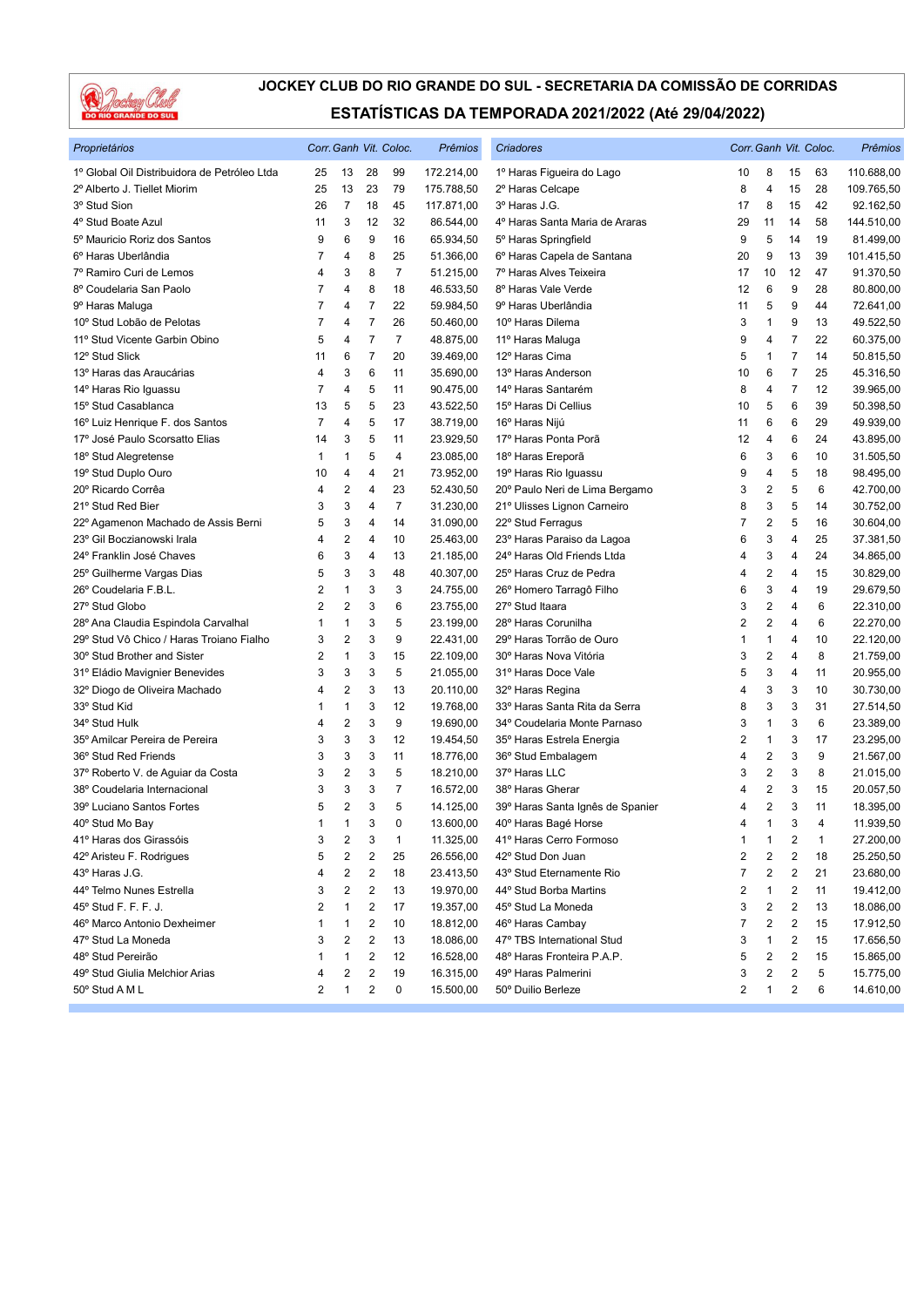# JOCKEY CLUB DO RIO GRANDE DO SUL - SECRETARIA DA COMISSÃO DE CORRIDAS

## ESTATÍSTICAS DA TEMPORADA 2021/2022 (Até 29/04/2022)

| Proprietários | Corr. | Ganh | Vit. | Coloc. | Prêmios |
|---|---|---|---|---|---|
| 1º Global Oil Distribuidora de Petróleo Ltda | 25 | 13 | 28 | 99 | 172.214,00 |
| 2º Alberto J. Tiellet Miorim | 25 | 13 | 23 | 79 | 175.788,50 |
| 3º Stud Sion | 26 | 7 | 18 | 45 | 117.871,00 |
| 4º Stud Boate Azul | 11 | 3 | 12 | 32 | 86.544,00 |
| 5º Mauricio Roriz dos Santos | 9 | 6 | 9 | 16 | 65.934,50 |
| 6º Haras Uberlândia | 7 | 4 | 8 | 25 | 51.366,00 |
| 7º Ramiro Curi de Lemos | 4 | 3 | 8 | 7 | 51.215,00 |
| 8º Coudelaria San Paolo | 7 | 4 | 8 | 18 | 46.533,50 |
| 9º Haras Maluga | 7 | 4 | 7 | 22 | 59.984,50 |
| 10º Stud Lobão de Pelotas | 7 | 4 | 7 | 26 | 50.460,00 |
| 11º Stud Vicente Garbin Obino | 5 | 4 | 7 | 7 | 48.875,00 |
| 12º Stud Slick | 11 | 6 | 7 | 20 | 39.469,00 |
| 13º Haras das Araucárias | 4 | 3 | 6 | 11 | 35.690,00 |
| 14º Haras Rio Iguassu | 7 | 4 | 5 | 11 | 90.475,00 |
| 15º Stud Casablanca | 13 | 5 | 5 | 23 | 43.522,50 |
| 16º Luiz Henrique F. dos Santos | 7 | 4 | 5 | 17 | 38.719,00 |
| 17º José Paulo Scorsatto Elias | 14 | 3 | 5 | 11 | 23.929,50 |
| 18º Stud Alegretense | 1 | 1 | 5 | 4 | 23.085,00 |
| 19º Stud Duplo Ouro | 10 | 4 | 4 | 21 | 73.952,00 |
| 20º Ricardo Corrêa | 4 | 2 | 4 | 23 | 52.430,50 |
| 21º Stud Red Bier | 3 | 3 | 4 | 7 | 31.230,00 |
| 22º Agamenon Machado de Assis Berni | 5 | 3 | 4 | 14 | 31.090,00 |
| 23º Gil Boczianowski Irala | 4 | 2 | 4 | 10 | 25.463,00 |
| 24º Franklin José Chaves | 6 | 3 | 4 | 13 | 21.185,00 |
| 25º Guilherme Vargas Dias | 5 | 3 | 3 | 48 | 40.307,00 |
| 26º Coudelaria F.B.L. | 2 | 1 | 3 | 3 | 24.755,00 |
| 27º Stud Globo | 2 | 2 | 3 | 6 | 23.755,00 |
| 28º Ana Claudia Espindola Carvalhal | 1 | 1 | 3 | 5 | 23.199,00 |
| 29º Stud Vô Chico / Haras Troiano Fialho | 3 | 2 | 3 | 9 | 22.431,00 |
| 30º Stud Brother and Sister | 2 | 1 | 3 | 15 | 22.109,00 |
| 31º Eládio Mavignier Benevides | 3 | 3 | 3 | 5 | 21.055,00 |
| 32º Diogo de Oliveira Machado | 4 | 2 | 3 | 13 | 20.110,00 |
| 33º Stud Kid | 1 | 1 | 3 | 12 | 19.768,00 |
| 34º Stud Hulk | 4 | 2 | 3 | 9 | 19.690,00 |
| 35º Amilcar Pereira de Pereira | 3 | 3 | 3 | 12 | 19.454,50 |
| 36º Stud Red Friends | 3 | 3 | 3 | 11 | 18.776,00 |
| 37º Roberto V. de Aguiar da Costa | 3 | 2 | 3 | 5 | 18.210,00 |
| 38º Coudelaria Internacional | 3 | 3 | 3 | 7 | 16.572,00 |
| 39º Luciano Santos Fortes | 5 | 2 | 3 | 5 | 14.125,00 |
| 40º Stud Mo Bay | 1 | 1 | 3 | 0 | 13.600,00 |
| 41º Haras dos Girassóis | 3 | 2 | 3 | 1 | 11.325,00 |
| 42º Aristeu F. Rodrigues | 5 | 2 | 2 | 25 | 26.556,00 |
| 43º Haras J.G. | 4 | 2 | 2 | 18 | 23.413,50 |
| 44º Telmo Nunes Estrella | 3 | 2 | 2 | 13 | 19.970,00 |
| 45º Stud F. F. F. J. | 2 | 1 | 2 | 17 | 19.357,00 |
| 46º Marco Antonio Dexheimer | 1 | 1 | 2 | 10 | 18.812,00 |
| 47º Stud La Moneda | 3 | 2 | 2 | 13 | 18.086,00 |
| 48º Stud Pereirão | 1 | 1 | 2 | 12 | 16.528,00 |
| 49º Stud Giulia Melchior Arias | 4 | 2 | 2 | 19 | 16.315,00 |
| 50º Stud A M L | 2 | 1 | 2 | 0 | 15.500,00 |

| Criadores | Corr. | Ganh | Vit. | Coloc. | Prêmios |
|---|---|---|---|---|---|
| 1º Haras Figueira do Lago | 10 | 8 | 15 | 63 | 110.688,00 |
| 2º Haras Celcape | 8 | 4 | 15 | 28 | 109.765,50 |
| 3º Haras J.G. | 17 | 8 | 15 | 42 | 92.162,50 |
| 4º Haras Santa Maria de Araras | 29 | 11 | 14 | 58 | 144.510,00 |
| 5º Haras Springfield | 9 | 5 | 14 | 19 | 81.499,00 |
| 6º Haras Capela de Santana | 20 | 9 | 13 | 39 | 101.415,50 |
| 7º Haras Alves Teixeira | 17 | 10 | 12 | 47 | 91.370,50 |
| 8º Haras Vale Verde | 12 | 6 | 9 | 28 | 80.800,00 |
| 9º Haras Uberlândia | 11 | 5 | 9 | 44 | 72.641,00 |
| 10º Haras Dilema | 3 | 1 | 9 | 13 | 49.522,50 |
| 11º Haras Maluga | 9 | 4 | 7 | 22 | 60.375,00 |
| 12º Haras Cima | 5 | 1 | 7 | 14 | 50.815,50 |
| 13º Haras Anderson | 10 | 6 | 7 | 25 | 45.316,50 |
| 14º Haras Santarém | 8 | 4 | 7 | 12 | 39.965,00 |
| 15º Haras Di Cellius | 10 | 5 | 6 | 39 | 50.398,50 |
| 16º Haras Nijú | 11 | 6 | 6 | 29 | 49.939,00 |
| 17º Haras Ponta Porã | 12 | 4 | 6 | 24 | 43.895,00 |
| 18º Haras Ereporã | 6 | 3 | 6 | 10 | 31.505,50 |
| 19º Haras Rio Iguassu | 9 | 4 | 5 | 18 | 98.495,00 |
| 20º Paulo Neri de Lima Bergamo | 3 | 2 | 5 | 6 | 42.700,00 |
| 21º Ulisses Lignon Carneiro | 8 | 3 | 5 | 14 | 30.752,00 |
| 22º Stud Ferragus | 7 | 2 | 5 | 16 | 30.604,00 |
| 23º Haras Paraiso da Lagoa | 6 | 3 | 4 | 25 | 37.381,50 |
| 24º Haras Old Friends Ltda | 4 | 3 | 4 | 24 | 34.865,00 |
| 25º Haras Cruz de Pedra | 4 | 2 | 4 | 15 | 30.829,00 |
| 26º Homero Tarragô Filho | 6 | 3 | 4 | 19 | 29.679,50 |
| 27º Stud Itaara | 3 | 2 | 4 | 6 | 22.310,00 |
| 28º Haras Corunilha | 2 | 2 | 4 | 6 | 22.270,00 |
| 29º Haras Torrão de Ouro | 1 | 1 | 4 | 10 | 22.120,00 |
| 30º Haras Nova Vitória | 3 | 2 | 4 | 8 | 21.759,00 |
| 31º Haras Doce Vale | 5 | 3 | 4 | 11 | 20.955,00 |
| 32º Haras Regina | 4 | 3 | 3 | 10 | 30.730,00 |
| 33º Haras Santa Rita da Serra | 8 | 3 | 3 | 31 | 27.514,50 |
| 34º Coudelaria Monte Parnaso | 3 | 1 | 3 | 6 | 23.389,00 |
| 35º Haras Estrela Energia | 2 | 1 | 3 | 17 | 23.295,00 |
| 36º Stud Embalagem | 4 | 2 | 3 | 9 | 21.567,00 |
| 37º Haras LLC | 3 | 2 | 3 | 8 | 21.015,00 |
| 38º Haras Gherar | 4 | 2 | 3 | 15 | 20.057,50 |
| 39º Haras Santa Ignês de Spanier | 4 | 2 | 3 | 11 | 18.395,00 |
| 40º Haras Bagé Horse | 4 | 1 | 3 | 4 | 11.939,50 |
| 41º Haras Cerro Formoso | 1 | 1 | 2 | 1 | 27.200,00 |
| 42º Stud Don Juan | 2 | 2 | 2 | 18 | 25.250,50 |
| 43º Stud Eternamente Rio | 7 | 2 | 2 | 21 | 23.680,00 |
| 44º Stud Borba Martins | 2 | 1 | 2 | 11 | 19.412,00 |
| 45º Stud La Moneda | 3 | 2 | 2 | 13 | 18.086,00 |
| 46º Haras Cambay | 7 | 2 | 2 | 15 | 17.912,50 |
| 47º TBS International Stud | 3 | 1 | 2 | 15 | 17.656,50 |
| 48º Haras Fronteira P.A.P. | 5 | 2 | 2 | 15 | 15.865,00 |
| 49º Haras Palmerini | 3 | 2 | 2 | 5 | 15.775,00 |
| 50º Duilio Berleze | 2 | 1 | 2 | 6 | 14.610,00 |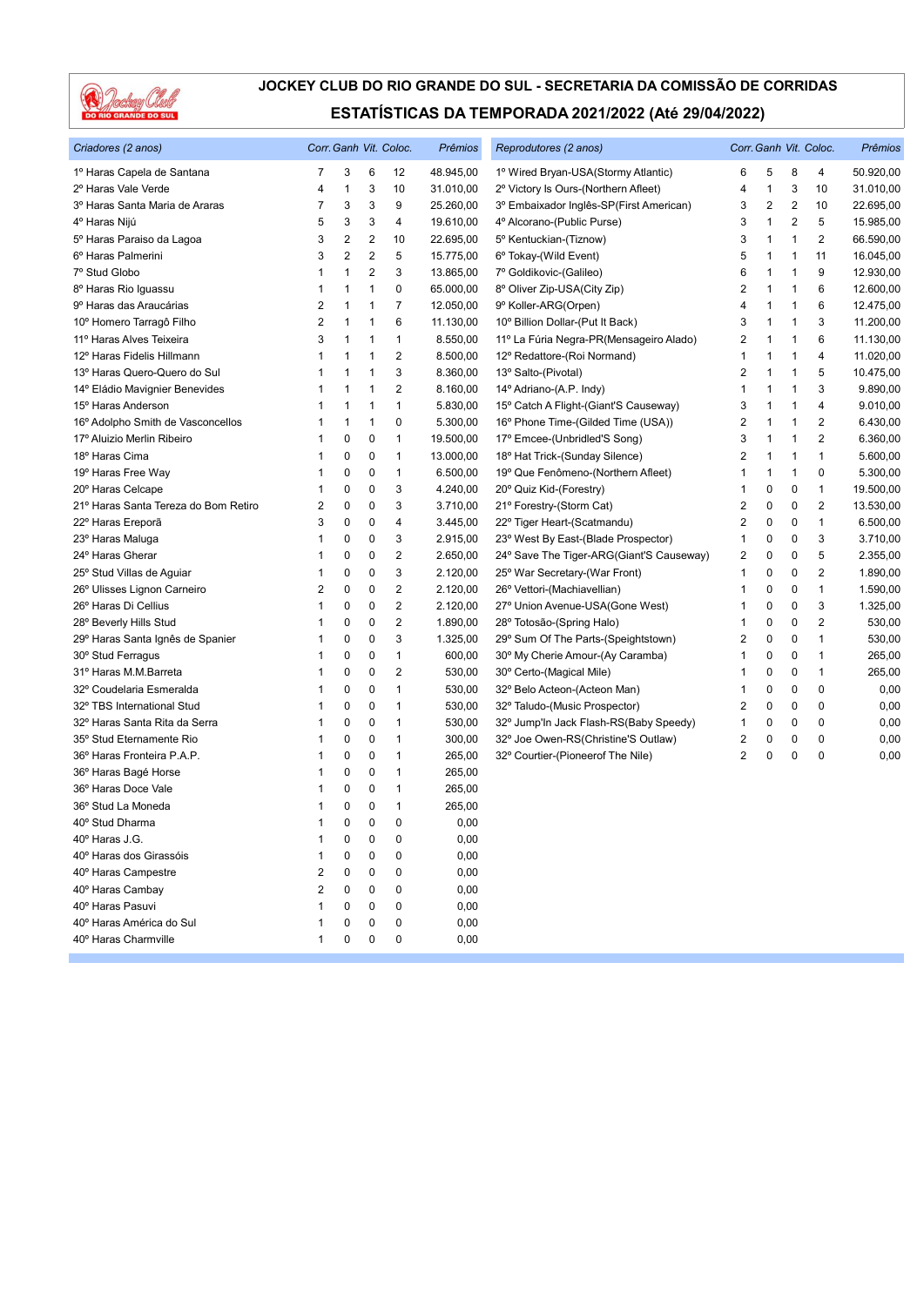# JOCKEY CLUB DO RIO GRANDE DO SUL - SECRETARIA DA COMISSÃO DE CORRIDAS

## ESTATÍSTICAS DA TEMPORADA 2021/2022 (Até 29/04/2022)

| *Criadores (2 anos)* | *Corr.* | *Ganh* | *Vit.* | *Coloc.* | *Prêmios* |
|---|---|---|---|---|---|
| 1º Haras Capela de Santana | 7 | 3 | 6 | 12 | 48.945,00 |
| 2º Haras Vale Verde | 4 | 1 | 3 | 10 | 31.010,00 |
| 3º Haras Santa Maria de Araras | 7 | 3 | 3 | 9 | 25.260,00 |
| 4º Haras Nijú | 5 | 3 | 3 | 4 | 19.610,00 |
| 5º Haras Paraiso da Lagoa | 3 | 2 | 2 | 10 | 22.695,00 |
| 6º Haras Palmerini | 3 | 2 | 2 | 5 | 15.775,00 |
| 7º Stud Globo | 1 | 1 | 2 | 3 | 13.865,00 |
| 8º Haras Rio Iguassu | 1 | 1 | 1 | 0 | 65.000,00 |
| 9º Haras das Araucárias | 2 | 1 | 1 | 7 | 12.050,00 |
| 10º Homero Tarragô Filho | 2 | 1 | 1 | 6 | 11.130,00 |
| 11º Haras Alves Teixeira | 3 | 1 | 1 | 1 | 8.550,00 |
| 12º Haras Fidelis Hillmann | 1 | 1 | 1 | 2 | 8.500,00 |
| 13º Haras Quero-Quero do Sul | 1 | 1 | 1 | 3 | 8.360,00 |
| 14º Eládio Mavignier Benevides | 1 | 1 | 1 | 2 | 8.160,00 |
| 15º Haras Anderson | 1 | 1 | 1 | 1 | 5.830,00 |
| 16º Adolpho Smith de Vasconcellos | 1 | 1 | 1 | 0 | 5.300,00 |
| 17º Aluizio Merlin Ribeiro | 1 | 0 | 0 | 1 | 19.500,00 |
| 18º Haras Cima | 1 | 0 | 0 | 1 | 13.000,00 |
| 19º Haras Free Way | 1 | 0 | 0 | 1 | 6.500,00 |
| 20º Haras Celcape | 1 | 0 | 0 | 3 | 4.240,00 |
| 21º Haras Santa Tereza do Bom Retiro | 2 | 0 | 0 | 3 | 3.710,00 |
| 22º Haras Ereporã | 3 | 0 | 0 | 4 | 3.445,00 |
| 23º Haras Maluga | 1 | 0 | 0 | 3 | 2.915,00 |
| 24º Haras Gherar | 1 | 0 | 0 | 2 | 2.650,00 |
| 25º Stud Villas de Aguiar | 1 | 0 | 0 | 3 | 2.120,00 |
| 26º Ulisses Lignon Carneiro | 2 | 0 | 0 | 2 | 2.120,00 |
| 26º Haras Di Cellius | 1 | 0 | 0 | 2 | 2.120,00 |
| 28º Beverly Hills Stud | 1 | 0 | 0 | 2 | 1.890,00 |
| 29º Haras Santa Ignês de Spanier | 1 | 0 | 0 | 3 | 1.325,00 |
| 30º Stud Ferragus | 1 | 0 | 0 | 1 | 600,00 |
| 31º Haras M.M.Barreta | 1 | 0 | 0 | 2 | 530,00 |
| 32º Coudelaria Esmeralda | 1 | 0 | 0 | 1 | 530,00 |
| 32º TBS International Stud | 1 | 0 | 0 | 1 | 530,00 |
| 32º Haras Santa Rita da Serra | 1 | 0 | 0 | 1 | 530,00 |
| 35º Stud Eternamente Rio | 1 | 0 | 0 | 1 | 300,00 |
| 36º Haras Fronteira P.A.P. | 1 | 0 | 0 | 1 | 265,00 |
| 36º Haras Bagé Horse | 1 | 0 | 0 | 1 | 265,00 |
| 36º Haras Doce Vale | 1 | 0 | 0 | 1 | 265,00 |
| 36º Stud La Moneda | 1 | 0 | 0 | 1 | 265,00 |
| 40º Stud Dharma | 1 | 0 | 0 | 0 | 0,00 |
| 40º Haras J.G. | 1 | 0 | 0 | 0 | 0,00 |
| 40º Haras dos Girassóis | 1 | 0 | 0 | 0 | 0,00 |
| 40º Haras Campestre | 2 | 0 | 0 | 0 | 0,00 |
| 40º Haras Cambay | 2 | 0 | 0 | 0 | 0,00 |
| 40º Haras Pasuvi | 1 | 0 | 0 | 0 | 0,00 |
| 40º Haras América do Sul | 1 | 0 | 0 | 0 | 0,00 |
| 40º Haras Charmville | 1 | 0 | 0 | 0 | 0,00 |

| *Reprodutores (2 anos)* | *Corr.* | *Ganh* | *Vit.* | *Coloc.* | *Prêmios* |
|---|---|---|---|---|---|
| 1º Wired Bryan-USA(Stormy Atlantic) | 6 | 5 | 8 | 4 | 50.920,00 |
| 2º Victory Is Ours-(Northern Afleet) | 4 | 1 | 3 | 10 | 31.010,00 |
| 3º Embaixador Inglês-SP(First American) | 3 | 2 | 2 | 10 | 22.695,00 |
| 4º Alcorano-(Public Purse) | 3 | 1 | 2 | 5 | 15.985,00 |
| 5º Kentuckian-(Tiznow) | 3 | 1 | 1 | 2 | 66.590,00 |
| 6º Tokay-(Wild Event) | 5 | 1 | 1 | 11 | 16.045,00 |
| 7º Goldikovic-(Galileo) | 6 | 1 | 1 | 9 | 12.930,00 |
| 8º Oliver Zip-USA(City Zip) | 2 | 1 | 1 | 6 | 12.600,00 |
| 9º Koller-ARG(Orpen) | 4 | 1 | 1 | 6 | 12.475,00 |
| 10º Billion Dollar-(Put It Back) | 3 | 1 | 1 | 3 | 11.200,00 |
| 11º La Fúria Negra-PR(Mensageiro Alado) | 2 | 1 | 1 | 6 | 11.130,00 |
| 12º Redattore-(Roi Normand) | 1 | 1 | 1 | 4 | 11.020,00 |
| 13º Salto-(Pivotal) | 2 | 1 | 1 | 5 | 10.475,00 |
| 14º Adriano-(A.P. Indy) | 1 | 1 | 1 | 3 | 9.890,00 |
| 15º Catch A Flight-(Giant'S Causeway) | 3 | 1 | 1 | 4 | 9.010,00 |
| 16º Phone Time-(Gilded Time (USA)) | 2 | 1 | 1 | 2 | 6.430,00 |
| 17º Emcee-(Unbridled'S Song) | 3 | 1 | 1 | 2 | 6.360,00 |
| 18º Hat Trick-(Sunday Silence) | 2 | 1 | 1 | 1 | 5.600,00 |
| 19º Que Fenômeno-(Northern Afleet) | 1 | 1 | 1 | 0 | 5.300,00 |
| 20º Quiz Kid-(Forestry) | 1 | 0 | 0 | 1 | 19.500,00 |
| 21º Forestry-(Storm Cat) | 2 | 0 | 0 | 2 | 13.530,00 |
| 22º Tiger Heart-(Scatmandu) | 2 | 0 | 0 | 1 | 6.500,00 |
| 23º West By East-(Blade Prospector) | 1 | 0 | 0 | 3 | 3.710,00 |
| 24º Save The Tiger-ARG(Giant'S Causeway) | 2 | 0 | 0 | 5 | 2.355,00 |
| 25º War Secretary-(War Front) | 1 | 0 | 0 | 2 | 1.890,00 |
| 26º Vettori-(Machiavellian) | 1 | 0 | 0 | 1 | 1.590,00 |
| 27º Union Avenue-USA(Gone West) | 1 | 0 | 0 | 3 | 1.325,00 |
| 28º Totosão-(Spring Halo) | 1 | 0 | 0 | 2 | 530,00 |
| 29º Sum Of The Parts-(Speightstown) | 2 | 0 | 0 | 1 | 530,00 |
| 30º My Cherie Amour-(Ay Caramba) | 1 | 0 | 0 | 1 | 265,00 |
| 30º Certo-(Magical Mile) | 1 | 0 | 0 | 1 | 265,00 |
| 32º Belo Acteon-(Acteon Man) | 1 | 0 | 0 | 0 | 0,00 |
| 32º Taludo-(Music Prospector) | 2 | 0 | 0 | 0 | 0,00 |
| 32º Jump'In Jack Flash-RS(Baby Speedy) | 1 | 0 | 0 | 0 | 0,00 |
| 32º Joe Owen-RS(Christine'S Outlaw) | 2 | 0 | 0 | 0 | 0,00 |
| 32º Courtier-(Pioneerof The Nile) | 2 | 0 | 0 | 0 | 0,00 |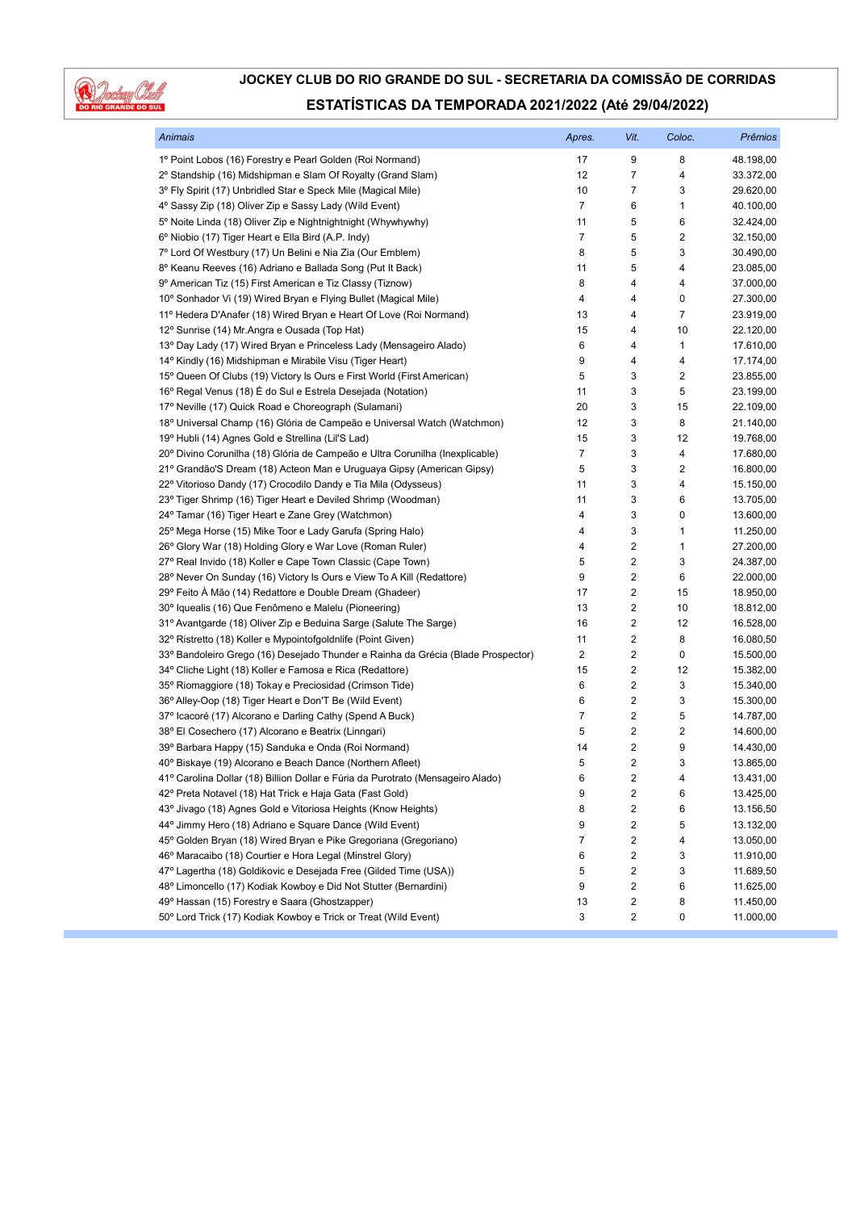# JOCKEY CLUB DO RIO GRANDE DO SUL - SECRETARIA DA COMISSÃO DE CORRIDAS

## ESTATÍSTICAS DA TEMPORADA 2021/2022 (Até 29/04/2022)

| *Animais* | *Apres.* | *Vit.* | *Coloc.* | *Prêmios* |
|---|---|---|---|---|
| 1º Point Lobos (16) Forestry e Pearl Golden (Roi Normand) | 17 | 9 | 8 | 48.198,00 |
| 2º Standship (16) Midshipman e Slam Of Royalty (Grand Slam) | 12 | 7 | 4 | 33.372,00 |
| 3º Fly Spirit (17) Unbridled Star e Speck Mile (Magical Mile) | 10 | 7 | 3 | 29.620,00 |
| 4º Sassy Zip (18) Oliver Zip e Sassy Lady (Wild Event) | 7 | 6 | 1 | 40.100,00 |
| 5º Noite Linda (18) Oliver Zip e Nightnightnight (Whywhywhy) | 11 | 5 | 6 | 32.424,00 |
| 6º Niobio (17) Tiger Heart e Ella Bird (A.P. Indy) | 7 | 5 | 2 | 32.150,00 |
| 7º Lord Of Westbury (17) Un Belini e Nia Zia (Our Emblem) | 8 | 5 | 3 | 30.490,00 |
| 8º Keanu Reeves (16) Adriano e Ballada Song (Put It Back) | 11 | 5 | 4 | 23.085,00 |
| 9º American Tiz (15) First American e Tiz Classy (Tiznow) | 8 | 4 | 4 | 37.000,00 |
| 10º Sonhador Vi (19) Wired Bryan e Flying Bullet (Magical Mile) | 4 | 4 | 0 | 27.300,00 |
| 11º Hedera D'Anafer (18) Wired Bryan e Heart Of Love (Roi Normand) | 13 | 4 | 7 | 23.919,00 |
| 12º Sunrise (14) Mr.Angra e Ousada (Top Hat) | 15 | 4 | 10 | 22.120,00 |
| 13º Day Lady (17) Wired Bryan e Princeless Lady (Mensageiro Alado) | 6 | 4 | 1 | 17.610,00 |
| 14º Kindly (16) Midshipman e Mirabile Visu (Tiger Heart) | 9 | 4 | 4 | 17.174,00 |
| 15º Queen Of Clubs (19) Victory Is Ours e First World (First American) | 5 | 3 | 2 | 23.855,00 |
| 16º Regal Venus (18) É do Sul e Estrela Desejada (Notation) | 11 | 3 | 5 | 23.199,00 |
| 17º Neville (17) Quick Road e Choreograph (Sulamani) | 20 | 3 | 15 | 22.109,00 |
| 18º Universal Champ (16) Glória de Campeão e Universal Watch (Watchmon) | 12 | 3 | 8 | 21.140,00 |
| 19º Hubli (14) Agnes Gold e Strellina (Lil'S Lad) | 15 | 3 | 12 | 19.768,00 |
| 20º Divino Corunilha (18) Glória de Campeão e Ultra Corunilha (Inexplicable) | 7 | 3 | 4 | 17.680,00 |
| 21º Grandão'S Dream (18) Acteon Man e Uruguaya Gipsy (American Gipsy) | 5 | 3 | 2 | 16.800,00 |
| 22º Vitorioso Dandy (17) Crocodilo Dandy e Tia Mila (Odysseus) | 11 | 3 | 4 | 15.150,00 |
| 23º Tiger Shrimp (16) Tiger Heart e Deviled Shrimp (Woodman) | 11 | 3 | 6 | 13.705,00 |
| 24º Tamar (16) Tiger Heart e Zane Grey (Watchmon) | 4 | 3 | 0 | 13.600,00 |
| 25º Mega Horse (15) Mike Toor e Lady Garufa (Spring Halo) | 4 | 3 | 1 | 11.250,00 |
| 26º Glory War (18) Holding Glory e War Love (Roman Ruler) | 4 | 2 | 1 | 27.200,00 |
| 27º Real Invido (18) Koller e Cape Town Classic (Cape Town) | 5 | 2 | 3 | 24.387,00 |
| 28º Never On Sunday (16) Victory Is Ours e View To A Kill (Redattore) | 9 | 2 | 6 | 22.000,00 |
| 29º Feito À Mão (14) Redattore e Double Dream (Ghadeer) | 17 | 2 | 15 | 18.950,00 |
| 30º Iquealis (16) Que Fenômeno e Malelu (Pioneering) | 13 | 2 | 10 | 18.812,00 |
| 31º Avantgarde (18) Oliver Zip e Beduina Sarge (Salute The Sarge) | 16 | 2 | 12 | 16.528,00 |
| 32º Ristretto (18) Koller e Mypointofgoldnlife (Point Given) | 11 | 2 | 8 | 16.080,50 |
| 33º Bandoleiro Grego (16) Desejado Thunder e Rainha da Grécia (Blade Prospector) | 2 | 2 | 0 | 15.500,00 |
| 34º Cliche Light (18) Koller e Famosa e Rica (Redattore) | 15 | 2 | 12 | 15.382,00 |
| 35º Riomaggiore (18) Tokay e Preciosidad (Crimson Tide) | 6 | 2 | 3 | 15.340,00 |
| 36º Alley-Oop (18) Tiger Heart e Don'T Be (Wild Event) | 6 | 2 | 3 | 15.300,00 |
| 37º Icacoré (17) Alcorano e Darling Cathy (Spend A Buck) | 7 | 2 | 5 | 14.787,00 |
| 38º El Cosechero (17) Alcorano e Beatrix (Linngari) | 5 | 2 | 2 | 14.600,00 |
| 39º Barbara Happy (15) Sanduka e Onda (Roi Normand) | 14 | 2 | 9 | 14.430,00 |
| 40º Biskaye (19) Alcorano e Beach Dance (Northern Afleet) | 5 | 2 | 3 | 13.865,00 |
| 41º Carolina Dollar (18) Billion Dollar e Fúria da Purotrato (Mensageiro Alado) | 6 | 2 | 4 | 13.431,00 |
| 42º Preta Notavel (18) Hat Trick e Haja Gata (Fast Gold) | 9 | 2 | 6 | 13.425,00 |
| 43º Jivago (18) Agnes Gold e Vitoriosa Heights (Know Heights) | 8 | 2 | 6 | 13.156,50 |
| 44º Jimmy Hero (18) Adriano e Square Dance (Wild Event) | 9 | 2 | 5 | 13.132,00 |
| 45º Golden Bryan (18) Wired Bryan e Pike Gregoriana (Gregoriano) | 7 | 2 | 4 | 13.050,00 |
| 46º Maracaibo (18) Courtier e Hora Legal (Minstrel Glory) | 6 | 2 | 3 | 11.910,00 |
| 47º Lagertha (18) Goldikovic e Desejada Free (Gilded Time (USA)) | 5 | 2 | 3 | 11.689,50 |
| 48º Limoncello (17) Kodiak Kowboy e Did Not Stutter (Bernardini) | 9 | 2 | 6 | 11.625,00 |
| 49º Hassan (15) Forestry e Saara (Ghostzapper) | 13 | 2 | 8 | 11.450,00 |
| 50º Lord Trick (17) Kodiak Kowboy e Trick or Treat (Wild Event) | 3 | 2 | 0 | 11.000,00 |